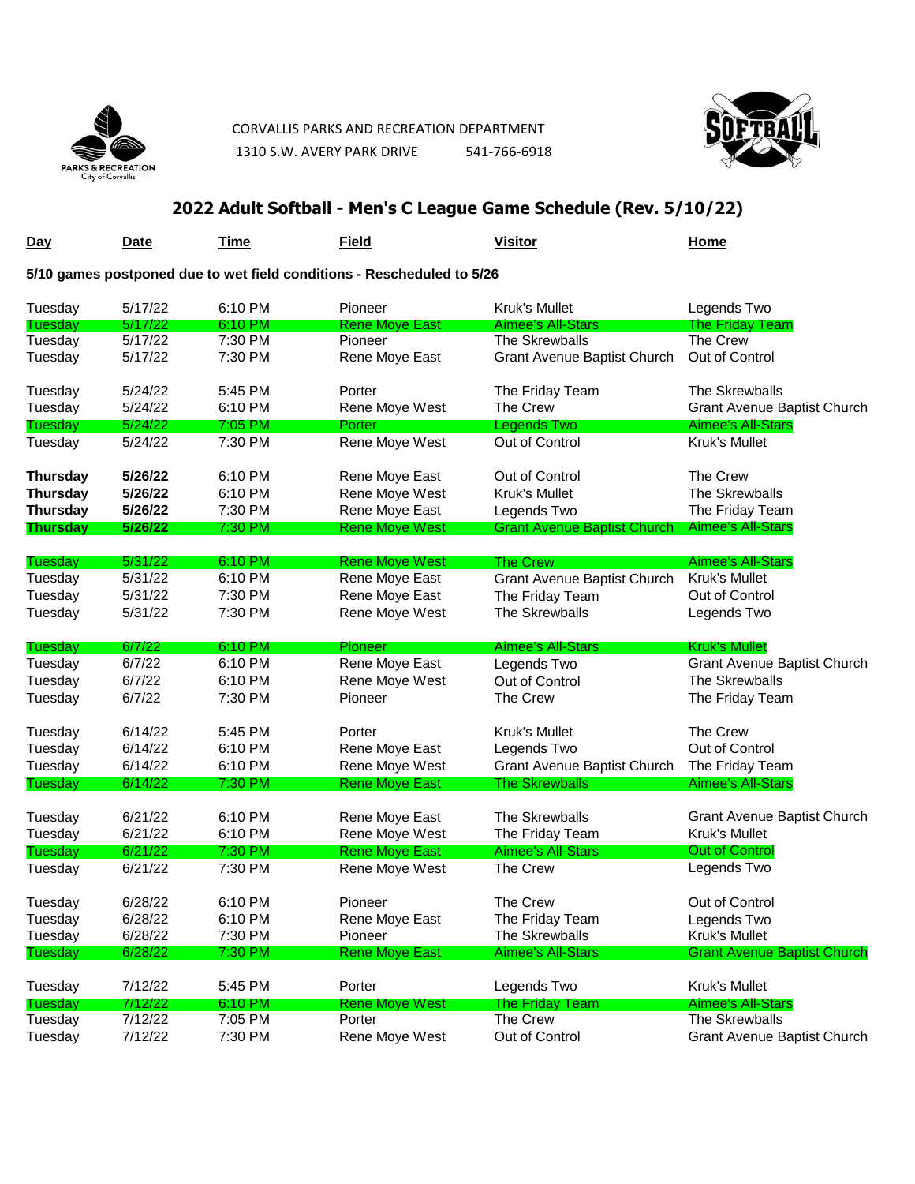CORVALLIS PARKS AND RECREATION DEPARTMENT
1310 S.W. AVERY PARK DRIVE 541-766-6918

## 2022 Adult Softball - Men's C League Game Schedule (Rev. 5/10/22)

**5/10 games postponed due to wet field conditions - Rescheduled to 5/26**

| Day | Date | Time | Field | Visitor | Home |
|---|---|---|---|---|---|
| Tuesday | 5/17/22 | 6:10 PM | Pioneer | Kruk's Mullet | Legends Two |
| Tuesday | 5/17/22 | 6:10 PM | Rene Moye East | Aimee's All-Stars | The Friday Team |
| Tuesday | 5/17/22 | 7:30 PM | Pioneer | The Skrewballs | The Crew |
| Tuesday | 5/17/22 | 7:30 PM | Rene Moye East | Grant Avenue Baptist Church | Out of Control |
| | | | | | |
| Tuesday | 5/24/22 | 5:45 PM | Porter | The Friday Team | The Skrewballs |
| Tuesday | 5/24/22 | 6:10 PM | Rene Moye West | The Crew | Grant Avenue Baptist Church |
| Tuesday | 5/24/22 | 7:05 PM | Porter | Legends Two | Aimee's All-Stars |
| Tuesday | 5/24/22 | 7:30 PM | Rene Moye West | Out of Control | Kruk's Mullet |
| | | | | | |
| **Thursday** | **5/26/22** | 6:10 PM | Rene Moye East | Out of Control | The Crew |
| **Thursday** | **5/26/22** | 6:10 PM | Rene Moye West | Kruk's Mullet | The Skrewballs |
| **Thursday** | **5/26/22** | 7:30 PM | Rene Moye East | Legends Two | The Friday Team |
| **Thursday** | **5/26/22** | 7:30 PM | Rene Moye West | Grant Avenue Baptist Church | Aimee's All-Stars |
| | | | | | |
| Tuesday | 5/31/22 | 6:10 PM | Rene Moye West | The Crew | Aimee's All-Stars |
| Tuesday | 5/31/22 | 6:10 PM | Rene Moye East | Grant Avenue Baptist Church | Kruk's Mullet |
| Tuesday | 5/31/22 | 7:30 PM | Rene Moye East | The Friday Team | Out of Control |
| Tuesday | 5/31/22 | 7:30 PM | Rene Moye West | The Skrewballs | Legends Two |
| | | | | | |
| Tuesday | 6/7/22 | 6:10 PM | Pioneer | Aimee's All-Stars | Kruk's Mullet |
| Tuesday | 6/7/22 | 6:10 PM | Rene Moye East | Legends Two | Grant Avenue Baptist Church |
| Tuesday | 6/7/22 | 6:10 PM | Rene Moye West | Out of Control | The Skrewballs |
| Tuesday | 6/7/22 | 7:30 PM | Pioneer | The Crew | The Friday Team |
| | | | | | |
| Tuesday | 6/14/22 | 5:45 PM | Porter | Kruk's Mullet | The Crew |
| Tuesday | 6/14/22 | 6:10 PM | Rene Moye East | Legends Two | Out of Control |
| Tuesday | 6/14/22 | 6:10 PM | Rene Moye West | Grant Avenue Baptist Church | The Friday Team |
| Tuesday | 6/14/22 | 7:30 PM | Rene Moye East | The Skrewballs | Aimee's All-Stars |
| | | | | | |
| Tuesday | 6/21/22 | 6:10 PM | Rene Moye East | The Skrewballs | Grant Avenue Baptist Church |
| Tuesday | 6/21/22 | 6:10 PM | Rene Moye West | The Friday Team | Kruk's Mullet |
| Tuesday | 6/21/22 | 7:30 PM | Rene Moye East | Aimee's All-Stars | Out of Control |
| Tuesday | 6/21/22 | 7:30 PM | Rene Moye West | The Crew | Legends Two |
| | | | | | |
| Tuesday | 6/28/22 | 6:10 PM | Pioneer | The Crew | Out of Control |
| Tuesday | 6/28/22 | 6:10 PM | Rene Moye East | The Friday Team | Legends Two |
| Tuesday | 6/28/22 | 7:30 PM | Pioneer | The Skrewballs | Kruk's Mullet |
| Tuesday | 6/28/22 | 7:30 PM | Rene Moye East | Aimee's All-Stars | Grant Avenue Baptist Church |
| | | | | | |
| Tuesday | 7/12/22 | 5:45 PM | Porter | Legends Two | Kruk's Mullet |
| Tuesday | 7/12/22 | 6:10 PM | Rene Moye West | The Friday Team | Aimee's All-Stars |
| Tuesday | 7/12/22 | 7:05 PM | Porter | The Crew | The Skrewballs |
| Tuesday | 7/12/22 | 7:30 PM | Rene Moye West | Out of Control | Grant Avenue Baptist Church |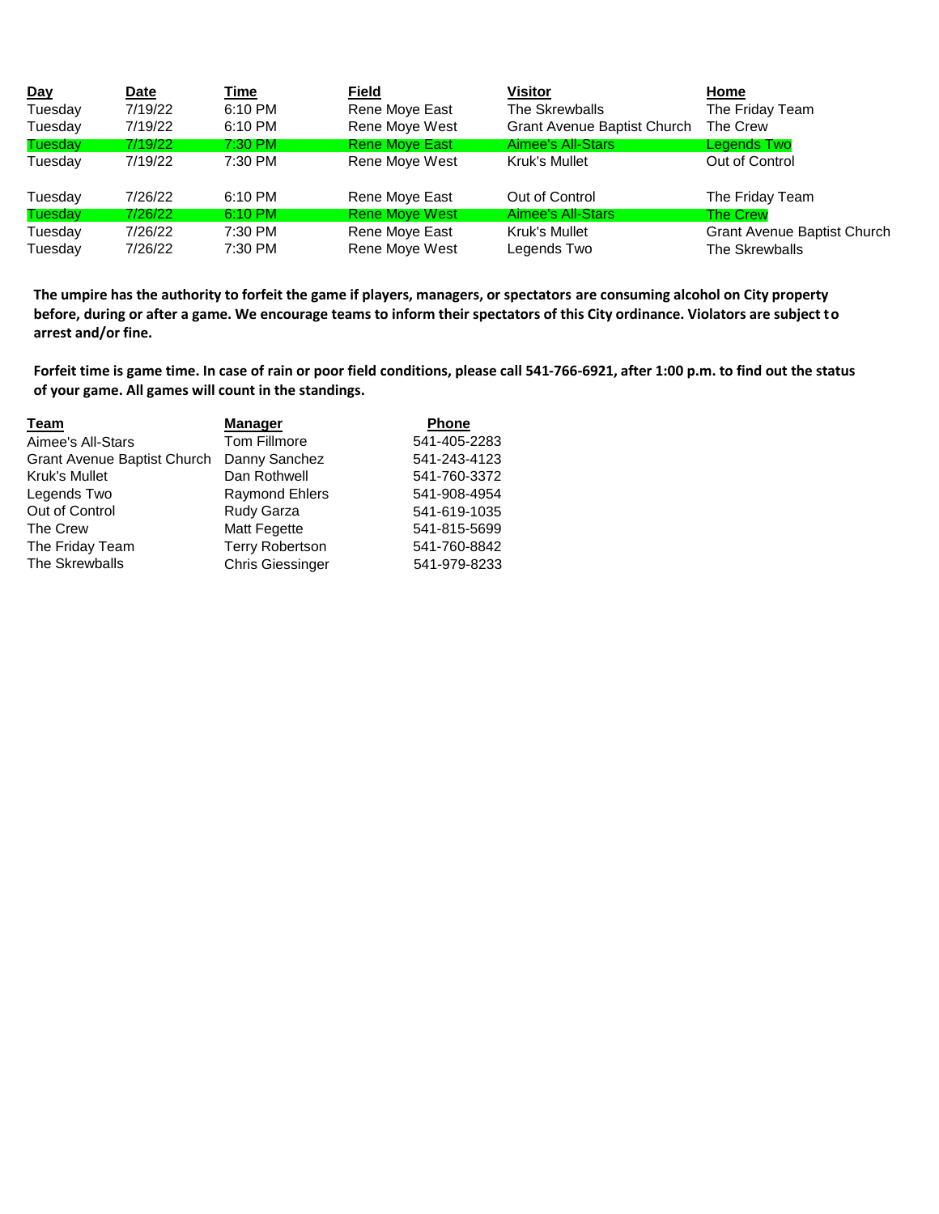| Day | Date | Time | Field | Visitor | Home |
| --- | --- | --- | --- | --- | --- |
| Tuesday | 7/19/22 | 6:10 PM | Rene Moye East | The Skrewballs | The Friday Team |
| Tuesday | 7/19/22 | 6:10 PM | Rene Moye West | Grant Avenue Baptist Church | The Crew |
| Tuesday | 7/19/22 | 7:30 PM | Rene Moye East | Aimee's All-Stars | Legends Two |
| Tuesday | 7/19/22 | 7:30 PM | Rene Moye West | Kruk's Mullet | Out of Control |
| | | | | | |
| Tuesday | 7/26/22 | 6:10 PM | Rene Moye East | Out of Control | The Friday Team |
| Tuesday | 7/26/22 | 6:10 PM | Rene Moye West | Aimee's All-Stars | The Crew |
| Tuesday | 7/26/22 | 7:30 PM | Rene Moye East | Kruk's Mullet | Grant Avenue Baptist Church |
| Tuesday | 7/26/22 | 7:30 PM | Rene Moye West | Legends Two | The Skrewballs |

**The umpire has the authority to forfeit the game if players, managers, or spectators are consuming alcohol on City property before, during or after a game. We encourage teams to inform their spectators of this City ordinance. Violators are subject to arrest and/or fine.**

**Forfeit time is game time. In case of rain or poor field conditions, please call 541-766-6921, after 1:00 p.m. to find out the status of your game. All games will count in the standings.**

| Team | Manager | Phone |
| --- | --- | --- |
| Aimee's All-Stars | Tom Fillmore | 541-405-2283 |
| Grant Avenue Baptist Church | Danny Sanchez | 541-243-4123 |
| Kruk's Mullet | Dan Rothwell | 541-760-3372 |
| Legends Two | Raymond Ehlers | 541-908-4954 |
| Out of Control | Rudy Garza | 541-619-1035 |
| The Crew | Matt Fegette | 541-815-5699 |
| The Friday Team | Terry Robertson | 541-760-8842 |
| The Skrewballs | Chris Giessinger | 541-979-8233 |